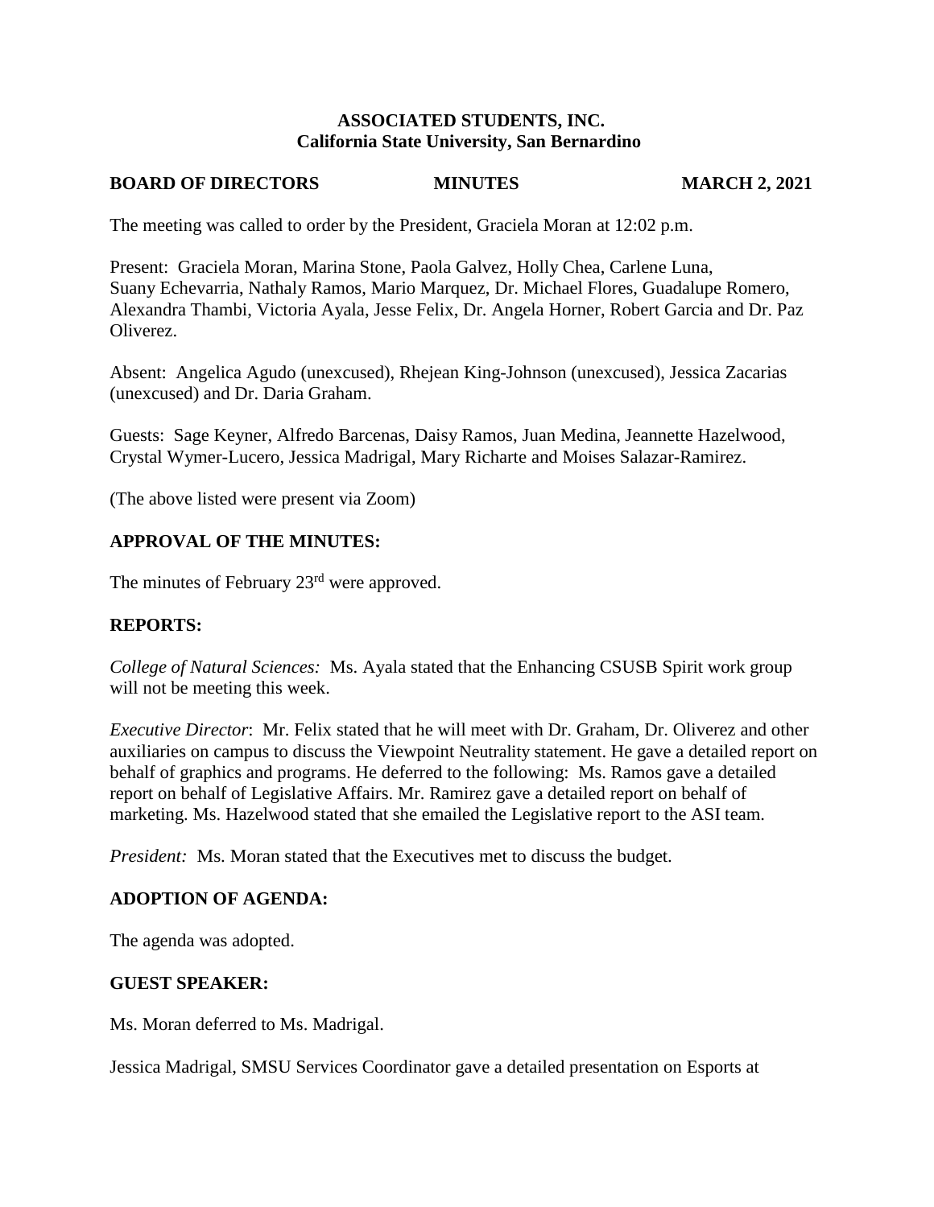**ASSOCIATED STUDENTS, INC.**
**California State University, San Bernardino**

**BOARD OF DIRECTORS MINUTES MARCH 2, 2021**

The meeting was called to order by the President, Graciela Moran at 12:02 p.m.

Present: Graciela Moran, Marina Stone, Paola Galvez, Holly Chea, Carlene Luna, Suany Echevarria, Nathaly Ramos, Mario Marquez, Dr. Michael Flores, Guadalupe Romero, Alexandra Thambi, Victoria Ayala, Jesse Felix, Dr. Angela Horner, Robert Garcia and Dr. Paz Oliverez.

Absent: Angelica Agudo (unexcused), Rhejean King-Johnson (unexcused), Jessica Zacarias (unexcused) and Dr. Daria Graham.

Guests: Sage Keyner, Alfredo Barcenas, Daisy Ramos, Juan Medina, Jeannette Hazelwood, Crystal Wymer-Lucero, Jessica Madrigal, Mary Richarte and Moises Salazar-Ramirez.

(The above listed were present via Zoom)

## APPROVAL OF THE MINUTES:

The minutes of February 23rd were approved.

## REPORTS:

*College of Natural Sciences:* Ms. Ayala stated that the Enhancing CSUSB Spirit work group will not be meeting this week.

*Executive Director*: Mr. Felix stated that he will meet with Dr. Graham, Dr. Oliverez and other auxiliaries on campus to discuss the Viewpoint Neutrality statement. He gave a detailed report on behalf of graphics and programs. He deferred to the following: Ms. Ramos gave a detailed report on behalf of Legislative Affairs. Mr. Ramirez gave a detailed report on behalf of marketing. Ms. Hazelwood stated that she emailed the Legislative report to the ASI team.

*President:* Ms. Moran stated that the Executives met to discuss the budget.

## ADOPTION OF AGENDA:

The agenda was adopted.

## GUEST SPEAKER:

Ms. Moran deferred to Ms. Madrigal.

Jessica Madrigal, SMSU Services Coordinator gave a detailed presentation on Esports at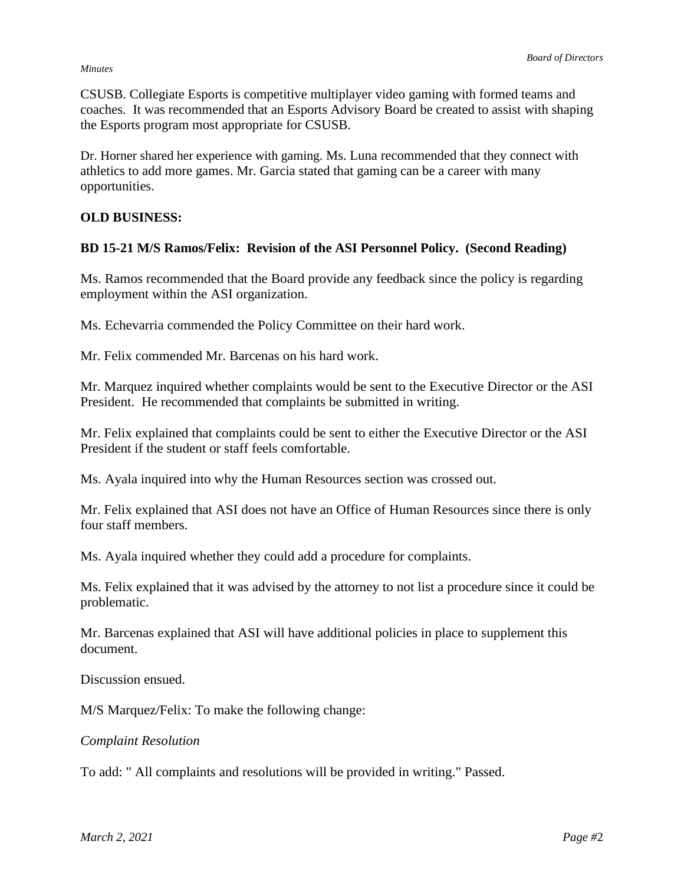CSUSB. Collegiate Esports is competitive multiplayer video gaming with formed teams and coaches. It was recommended that an Esports Advisory Board be created to assist with shaping the Esports program most appropriate for CSUSB.

Dr. Horner shared her experience with gaming. Ms. Luna recommended that they connect with athletics to add more games. Mr. Garcia stated that gaming can be a career with many opportunities.

**OLD BUSINESS:**

**BD 15-21 M/S Ramos/Felix: Revision of the ASI Personnel Policy. (Second Reading)**

Ms. Ramos recommended that the Board provide any feedback since the policy is regarding employment within the ASI organization.

Ms. Echevarria commended the Policy Committee on their hard work.

Mr. Felix commended Mr. Barcenas on his hard work.

Mr. Marquez inquired whether complaints would be sent to the Executive Director or the ASI President. He recommended that complaints be submitted in writing.

Mr. Felix explained that complaints could be sent to either the Executive Director or the ASI President if the student or staff feels comfortable.

Ms. Ayala inquired into why the Human Resources section was crossed out.

Mr. Felix explained that ASI does not have an Office of Human Resources since there is only four staff members.

Ms. Ayala inquired whether they could add a procedure for complaints.

Ms. Felix explained that it was advised by the attorney to not list a procedure since it could be problematic.

Mr. Barcenas explained that ASI will have additional policies in place to supplement this document.

Discussion ensued.

M/S Marquez/Felix: To make the following change:

*Complaint Resolution*

To add: " All complaints and resolutions will be provided in writing." Passed.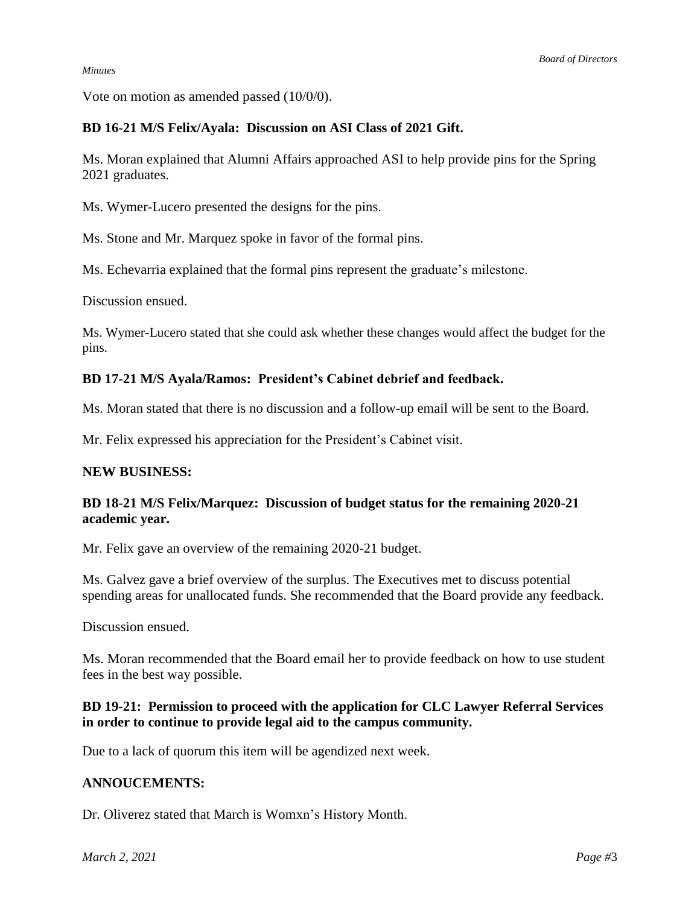Vote on motion as amended passed (10/0/0).

**BD 16-21 M/S Felix/Ayala: Discussion on ASI Class of 2021 Gift.**

Ms. Moran explained that Alumni Affairs approached ASI to help provide pins for the Spring 2021 graduates.

Ms. Wymer-Lucero presented the designs for the pins.

Ms. Stone and Mr. Marquez spoke in favor of the formal pins.

Ms. Echevarria explained that the formal pins represent the graduate's milestone.

Discussion ensued.

Ms. Wymer-Lucero stated that she could ask whether these changes would affect the budget for the pins.

**BD 17-21 M/S Ayala/Ramos: President's Cabinet debrief and feedback.**

Ms. Moran stated that there is no discussion and a follow-up email will be sent to the Board.

Mr. Felix expressed his appreciation for the President's Cabinet visit.

**NEW BUSINESS:**

**BD 18-21 M/S Felix/Marquez: Discussion of budget status for the remaining 2020-21 academic year.**

Mr. Felix gave an overview of the remaining 2020-21 budget.

Ms. Galvez gave a brief overview of the surplus. The Executives met to discuss potential spending areas for unallocated funds. She recommended that the Board provide any feedback.

Discussion ensued.

Ms. Moran recommended that the Board email her to provide feedback on how to use student fees in the best way possible.

**BD 19-21: Permission to proceed with the application for CLC Lawyer Referral Services in order to continue to provide legal aid to the campus community.**

Due to a lack of quorum this item will be agendized next week.

**ANNOUCEMENTS:**

Dr. Oliverez stated that March is Womxn's History Month.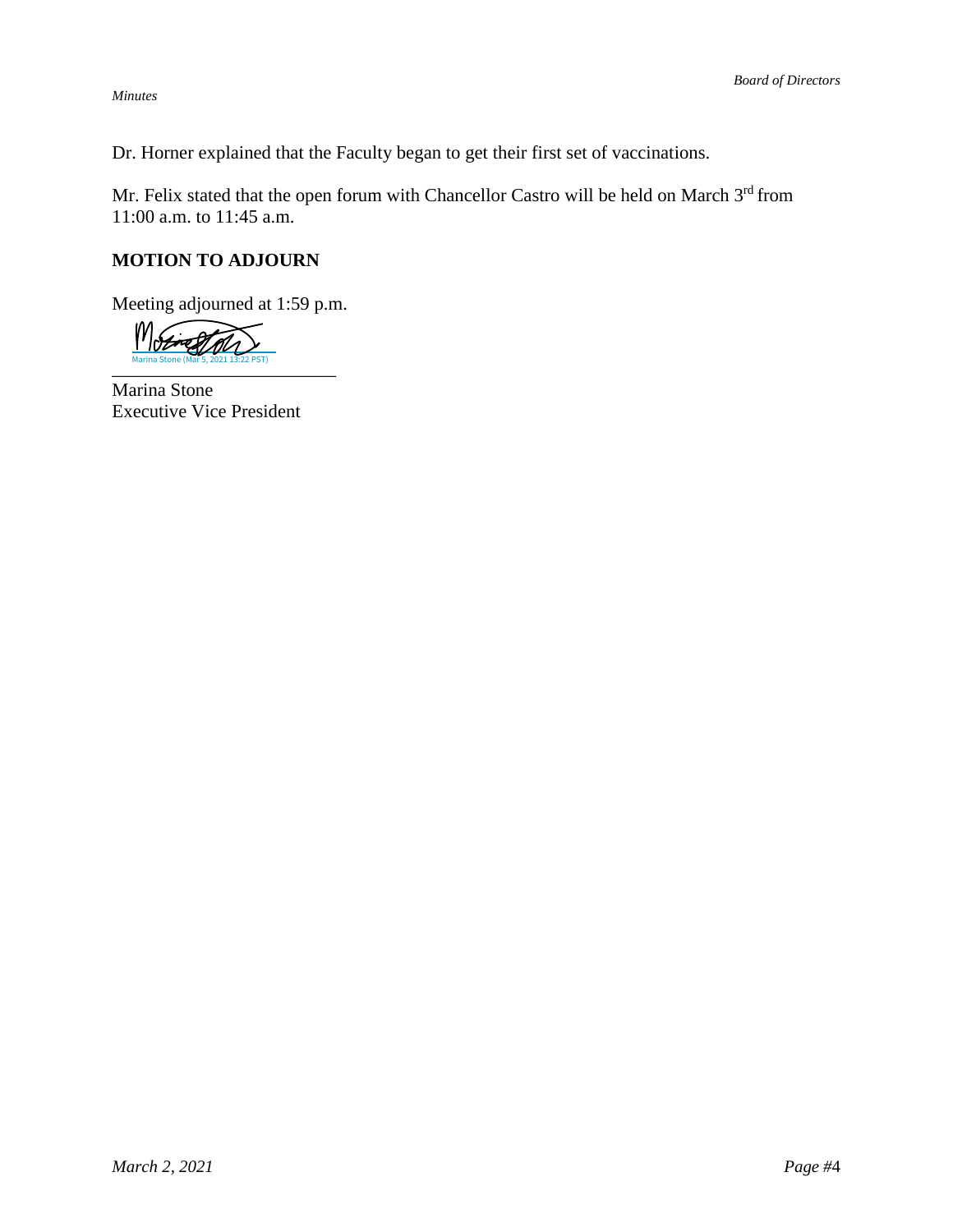Dr. Horner explained that the Faculty began to get their first set of vaccinations.

Mr. Felix stated that the open forum with Chancellor Castro will be held on March 3rd from 11:00 a.m. to 11:45 a.m.

**MOTION TO ADJOURN**

Meeting adjourned at 1:59 p.m.

Marina Stone (Mar 5, 2021 13:22 PST)

\_\_\_\_\_\_\_\_\_\_\_\_\_\_\_\_\_\_\_\_\_\_\_\_\_\_\_

Marina Stone
Executive Vice President